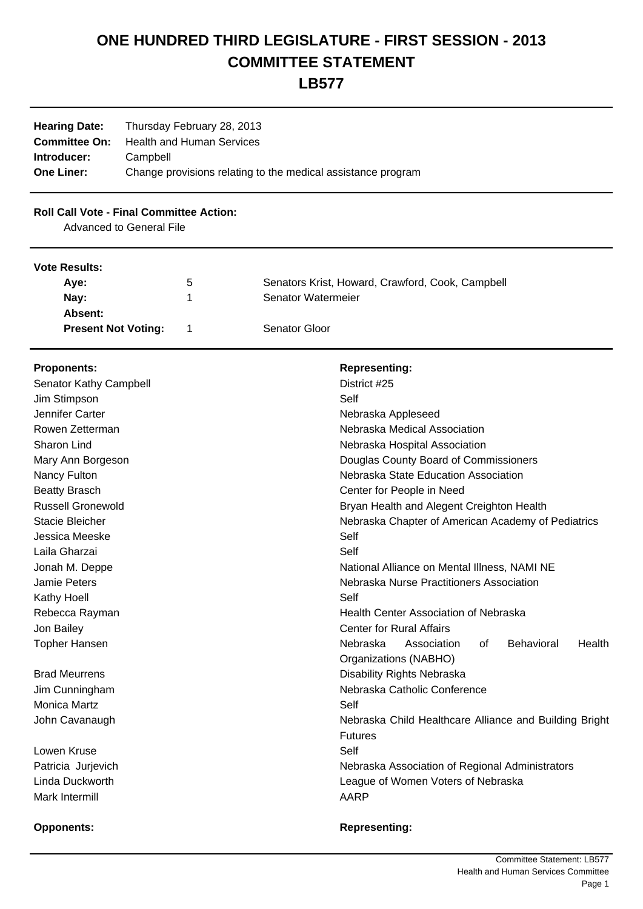# ONE HUNDRED THIRD LEGISLATURE - FIRST SESSION - 2013
# COMMITTEE STATEMENT
# LB577

| | |
|---|---|
| **Hearing Date:** | Thursday February 28, 2013 |
| **Committee On:** | Health and Human Services |
| **Introducer:** | Campbell |
| **One Liner:** | Change provisions relating to the medical assistance program |

**Roll Call Vote - Final Committee Action:**

Advanced to General File

**Vote Results:**

| | | |
|---|---|---|
| **Aye:** | 5 | Senators Krist, Howard, Crawford, Cook, Campbell |
| **Nay:** | 1 | Senator Watermeier |
| **Absent:** | | |
| **Present Not Voting:** | 1 | Senator Gloor |

| **Proponents:** | **Representing:** |
|---|---|
| Senator Kathy Campbell | District #25 |
| Jim Stimpson | Self |
| Jennifer Carter | Nebraska Appleseed |
| Rowen Zetterman | Nebraska Medical Association |
| Sharon Lind | Nebraska Hospital Association |
| Mary Ann Borgeson | Douglas County Board of Commissioners |
| Nancy Fulton | Nebraska State Education Association |
| Beatty Brasch | Center for People in Need |
| Russell Gronewold | Bryan Health and Alegent Creighton Health |
| Stacie Bleicher | Nebraska Chapter of American Academy of Pediatrics |
| Jessica Meeske | Self |
| Laila Gharzai | Self |
| Jonah M. Deppe | National Alliance on Mental Illness, NAMI NE |
| Jamie Peters | Nebraska Nurse Practitioners Association |
| Kathy Hoell | Self |
| Rebecca Rayman | Health Center Association of Nebraska |
| Jon Bailey | Center for Rural Affairs |
| Topher Hansen | Nebraska Association of Behavioral Health Organizations (NABHO) |
| Brad Meurrens | Disability Rights Nebraska |
| Jim Cunningham | Nebraska Catholic Conference |
| Monica Martz | Self |
| John Cavanaugh | Nebraska Child Healthcare Alliance and Building Bright Futures |
| Lowen Kruse | Self |
| Patricia Jurjevich | Nebraska Association of Regional Administrators |
| Linda Duckworth | League of Women Voters of Nebraska |
| Mark Intermill | AARP |

| **Opponents:** | **Representing:** |
|---|---|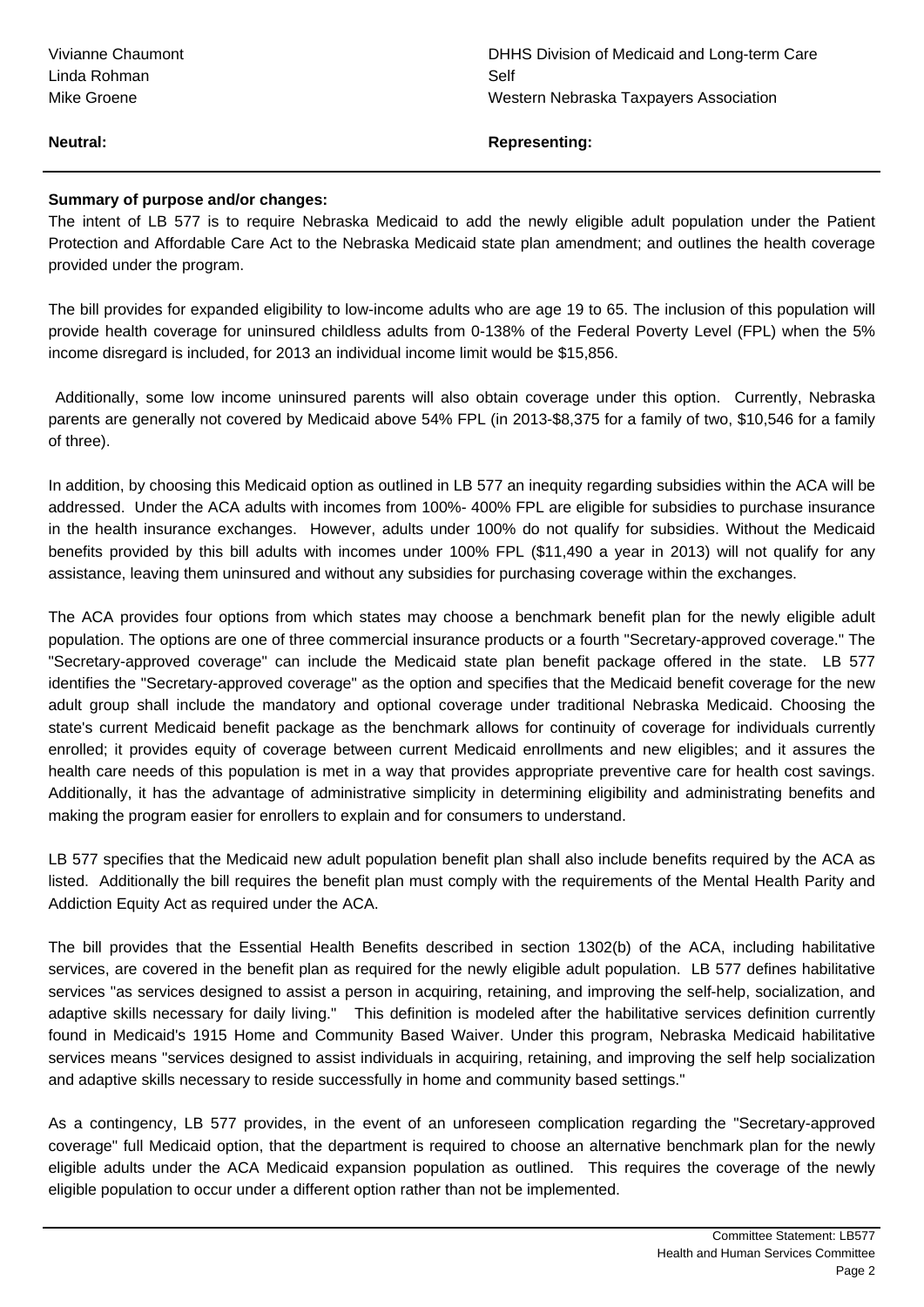| | |
|---|---|
| Vivianne Chaumont | DHHS Division of Medicaid and Long-term Care |
| Linda Rohman | Self |
| Mike Groene | Western Nebraska Taxpayers Association |

| **Neutral:** | **Representing:** |
|---|---|

**Summary of purpose and/or changes:**

The intent of LB 577 is to require Nebraska Medicaid to add the newly eligible adult population under the Patient Protection and Affordable Care Act to the Nebraska Medicaid state plan amendment; and outlines the health coverage provided under the program.

The bill provides for expanded eligibility to low-income adults who are age 19 to 65. The inclusion of this population will provide health coverage for uninsured childless adults from 0-138% of the Federal Poverty Level (FPL) when the 5% income disregard is included, for 2013 an individual income limit would be $15,856.

Additionally, some low income uninsured parents will also obtain coverage under this option. Currently, Nebraska parents are generally not covered by Medicaid above 54% FPL (in 2013-$8,375 for a family of two, $10,546 for a family of three).

In addition, by choosing this Medicaid option as outlined in LB 577 an inequity regarding subsidies within the ACA will be addressed. Under the ACA adults with incomes from 100%- 400% FPL are eligible for subsidies to purchase insurance in the health insurance exchanges. However, adults under 100% do not qualify for subsidies. Without the Medicaid benefits provided by this bill adults with incomes under 100% FPL ($11,490 a year in 2013) will not qualify for any assistance, leaving them uninsured and without any subsidies for purchasing coverage within the exchanges.

The ACA provides four options from which states may choose a benchmark benefit plan for the newly eligible adult population. The options are one of three commercial insurance products or a fourth "Secretary-approved coverage." The "Secretary-approved coverage" can include the Medicaid state plan benefit package offered in the state. LB 577 identifies the "Secretary-approved coverage" as the option and specifies that the Medicaid benefit coverage for the new adult group shall include the mandatory and optional coverage under traditional Nebraska Medicaid. Choosing the state's current Medicaid benefit package as the benchmark allows for continuity of coverage for individuals currently enrolled; it provides equity of coverage between current Medicaid enrollments and new eligibles; and it assures the health care needs of this population is met in a way that provides appropriate preventive care for health cost savings. Additionally, it has the advantage of administrative simplicity in determining eligibility and administrating benefits and making the program easier for enrollers to explain and for consumers to understand.

LB 577 specifies that the Medicaid new adult population benefit plan shall also include benefits required by the ACA as listed. Additionally the bill requires the benefit plan must comply with the requirements of the Mental Health Parity and Addiction Equity Act as required under the ACA.

The bill provides that the Essential Health Benefits described in section 1302(b) of the ACA, including habilitative services, are covered in the benefit plan as required for the newly eligible adult population. LB 577 defines habilitative services "as services designed to assist a person in acquiring, retaining, and improving the self-help, socialization, and adaptive skills necessary for daily living." This definition is modeled after the habilitative services definition currently found in Medicaid's 1915 Home and Community Based Waiver. Under this program, Nebraska Medicaid habilitative services means "services designed to assist individuals in acquiring, retaining, and improving the self help socialization and adaptive skills necessary to reside successfully in home and community based settings."

As a contingency, LB 577 provides, in the event of an unforeseen complication regarding the "Secretary-approved coverage" full Medicaid option, that the department is required to choose an alternative benchmark plan for the newly eligible adults under the ACA Medicaid expansion population as outlined. This requires the coverage of the newly eligible population to occur under a different option rather than not be implemented.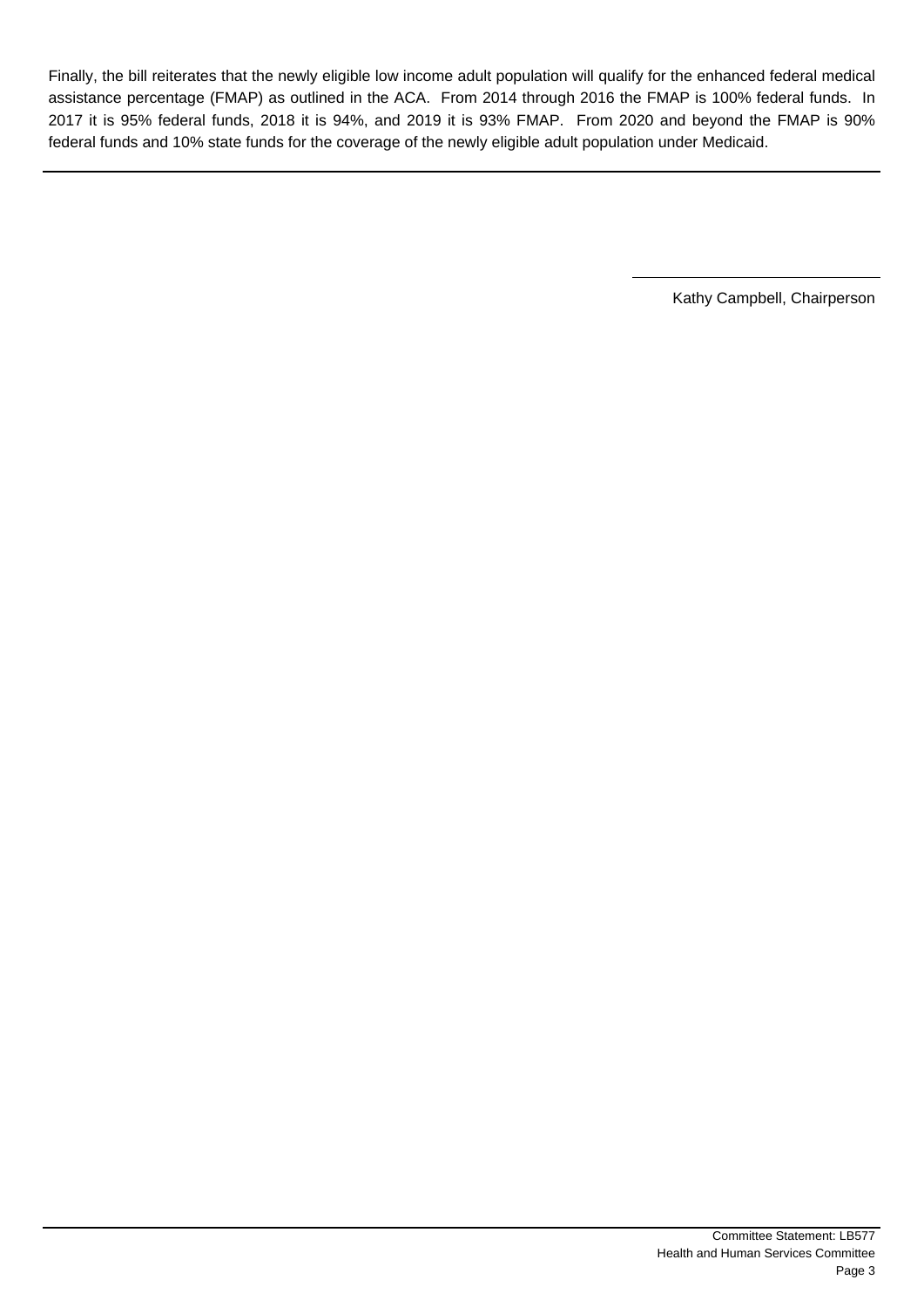Finally, the bill reiterates that the newly eligible low income adult population will qualify for the enhanced federal medical assistance percentage (FMAP) as outlined in the ACA. From 2014 through 2016 the FMAP is 100% federal funds. In 2017 it is 95% federal funds, 2018 it is 94%, and 2019 it is 93% FMAP. From 2020 and beyond the FMAP is 90% federal funds and 10% state funds for the coverage of the newly eligible adult population under Medicaid.

---

Kathy Campbell, Chairperson